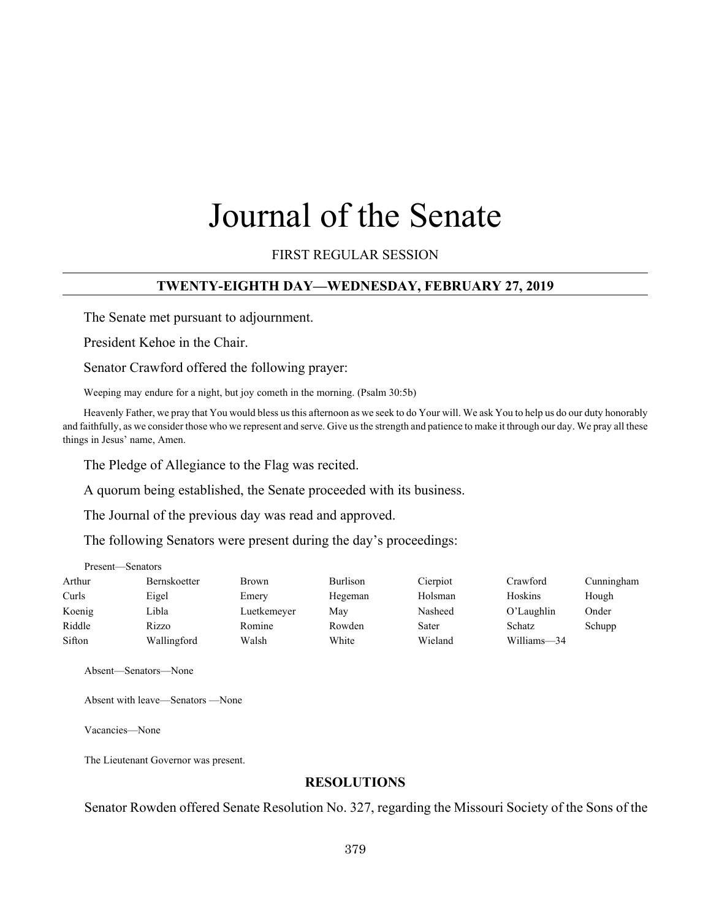# Journal of the Senate

FIRST REGULAR SESSION

## TWENTY-EIGHTH DAY—WEDNESDAY, FEBRUARY 27, 2019

The Senate met pursuant to adjournment.

President Kehoe in the Chair.

Senator Crawford offered the following prayer:

Weeping may endure for a night, but joy cometh in the morning. (Psalm 30:5b)

Heavenly Father, we pray that You would bless us this afternoon as we seek to do Your will. We ask You to help us do our duty honorably and faithfully, as we consider those who we represent and serve. Give us the strength and patience to make it through our day. We pray all these things in Jesus' name, Amen.

The Pledge of Allegiance to the Flag was recited.

A quorum being established, the Senate proceeded with its business.

The Journal of the previous day was read and approved.

The following Senators were present during the day's proceedings:

Present—Senators

| | | | | | | |
|---|---|---|---|---|---|---|
| Arthur | Bernskoetter | Brown | Burlison | Cierpiot | Crawford | Cunningham |
| Curls | Eigel | Emery | Hegeman | Holsman | Hoskins | Hough |
| Koenig | Libla | Luetkemeyer | May | Nasheed | O'Laughlin | Onder |
| Riddle | Rizzo | Romine | Rowden | Sater | Schatz | Schupp |
| Sifton | Wallingford | Walsh | White | Wieland | Williams—34 | |

Absent—Senators—None

Absent with leave—Senators —None

Vacancies—None

The Lieutenant Governor was present.

## RESOLUTIONS

Senator Rowden offered Senate Resolution No. 327, regarding the Missouri Society of the Sons of the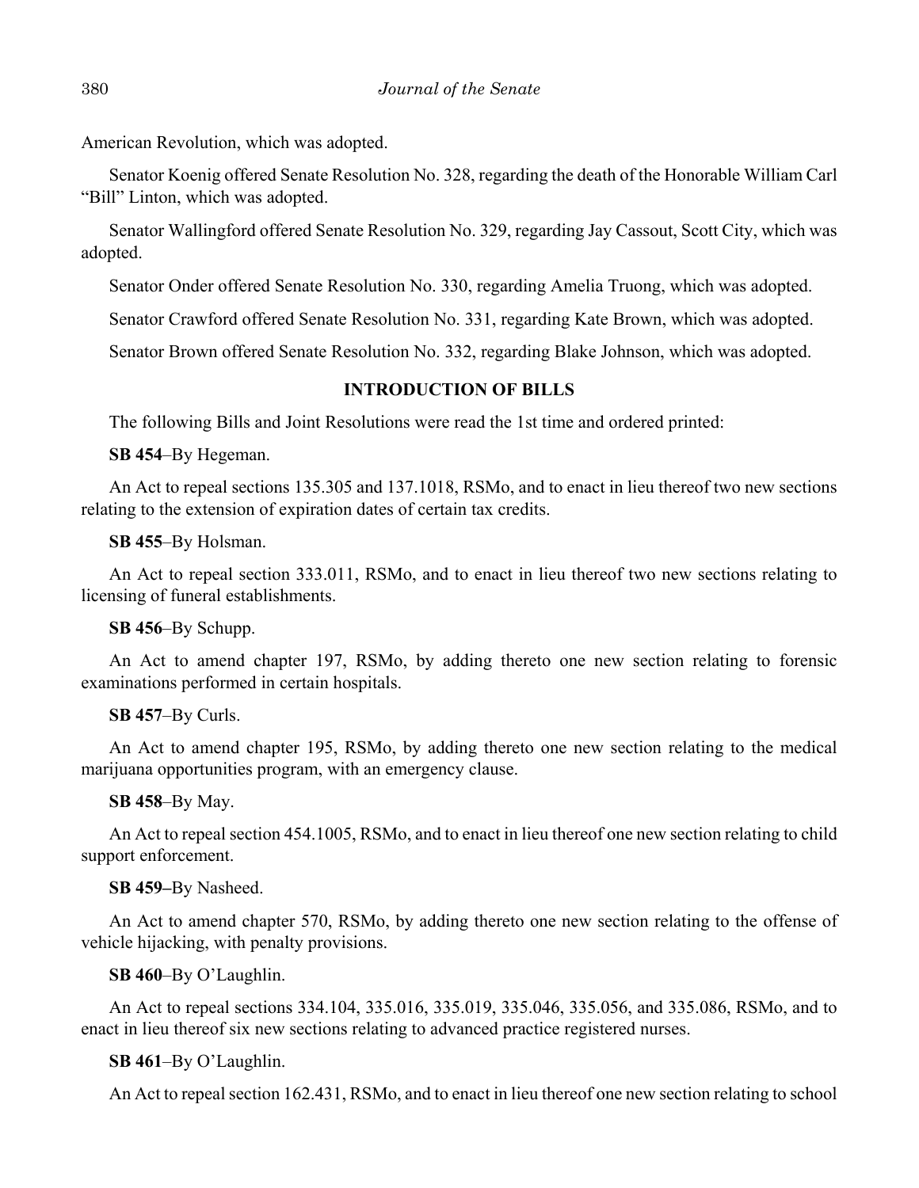American Revolution, which was adopted.

Senator Koenig offered Senate Resolution No. 328, regarding the death of the Honorable William Carl "Bill" Linton, which was adopted.

Senator Wallingford offered Senate Resolution No. 329, regarding Jay Cassout, Scott City, which was adopted.

Senator Onder offered Senate Resolution No. 330, regarding Amelia Truong, which was adopted.

Senator Crawford offered Senate Resolution No. 331, regarding Kate Brown, which was adopted.

Senator Brown offered Senate Resolution No. 332, regarding Blake Johnson, which was adopted.

## INTRODUCTION OF BILLS

The following Bills and Joint Resolutions were read the 1st time and ordered printed:

**SB 454**–By Hegeman.

An Act to repeal sections 135.305 and 137.1018, RSMo, and to enact in lieu thereof two new sections relating to the extension of expiration dates of certain tax credits.

**SB 455**–By Holsman.

An Act to repeal section 333.011, RSMo, and to enact in lieu thereof two new sections relating to licensing of funeral establishments.

**SB 456**–By Schupp.

An Act to amend chapter 197, RSMo, by adding thereto one new section relating to forensic examinations performed in certain hospitals.

**SB 457**–By Curls.

An Act to amend chapter 195, RSMo, by adding thereto one new section relating to the medical marijuana opportunities program, with an emergency clause.

**SB 458**–By May.

An Act to repeal section 454.1005, RSMo, and to enact in lieu thereof one new section relating to child support enforcement.

**SB 459–**By Nasheed.

An Act to amend chapter 570, RSMo, by adding thereto one new section relating to the offense of vehicle hijacking, with penalty provisions.

**SB 460**–By O'Laughlin.

An Act to repeal sections 334.104, 335.016, 335.019, 335.046, 335.056, and 335.086, RSMo, and to enact in lieu thereof six new sections relating to advanced practice registered nurses.

**SB 461**–By O'Laughlin.

An Act to repeal section 162.431, RSMo, and to enact in lieu thereof one new section relating to school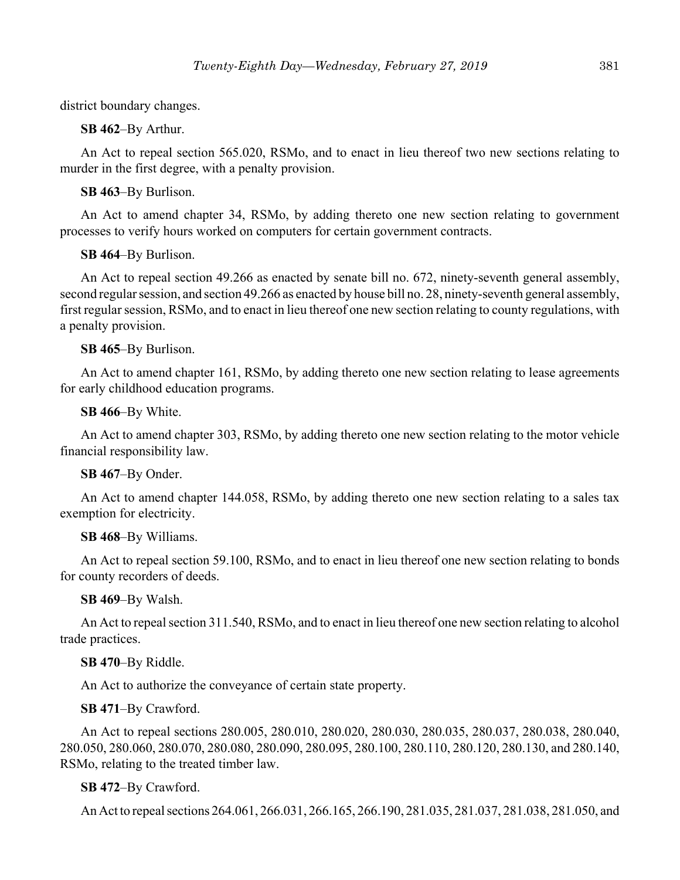district boundary changes.

**SB 462**–By Arthur.

An Act to repeal section 565.020, RSMo, and to enact in lieu thereof two new sections relating to murder in the first degree, with a penalty provision.

**SB 463**–By Burlison.

An Act to amend chapter 34, RSMo, by adding thereto one new section relating to government processes to verify hours worked on computers for certain government contracts.

**SB 464**–By Burlison.

An Act to repeal section 49.266 as enacted by senate bill no. 672, ninety-seventh general assembly, second regular session, and section 49.266 as enacted by house bill no. 28, ninety-seventh general assembly, first regular session, RSMo, and to enact in lieu thereof one new section relating to county regulations, with a penalty provision.

**SB 465**–By Burlison.

An Act to amend chapter 161, RSMo, by adding thereto one new section relating to lease agreements for early childhood education programs.

**SB 466**–By White.

An Act to amend chapter 303, RSMo, by adding thereto one new section relating to the motor vehicle financial responsibility law.

**SB 467**–By Onder.

An Act to amend chapter 144.058, RSMo, by adding thereto one new section relating to a sales tax exemption for electricity.

**SB 468**–By Williams.

An Act to repeal section 59.100, RSMo, and to enact in lieu thereof one new section relating to bonds for county recorders of deeds.

**SB 469**–By Walsh.

An Act to repeal section 311.540, RSMo, and to enact in lieu thereof one new section relating to alcohol trade practices.

**SB 470**–By Riddle.

An Act to authorize the conveyance of certain state property.

**SB 471**–By Crawford.

An Act to repeal sections 280.005, 280.010, 280.020, 280.030, 280.035, 280.037, 280.038, 280.040, 280.050, 280.060, 280.070, 280.080, 280.090, 280.095, 280.100, 280.110, 280.120, 280.130, and 280.140, RSMo, relating to the treated timber law.

**SB 472**–By Crawford.

An Act to repeal sections 264.061, 266.031, 266.165, 266.190, 281.035, 281.037, 281.038, 281.050, and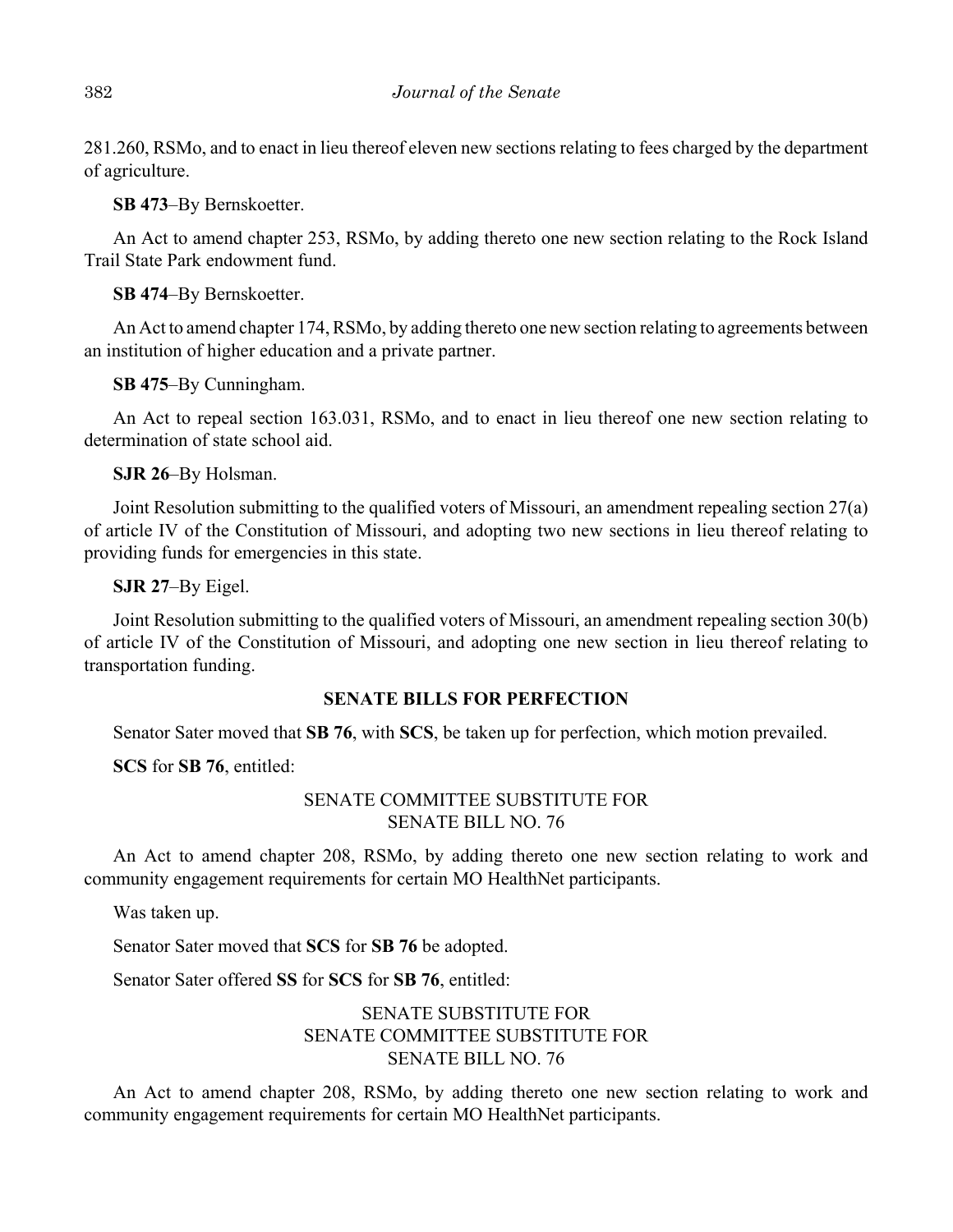281.260, RSMo, and to enact in lieu thereof eleven new sections relating to fees charged by the department of agriculture.

**SB 473**–By Bernskoetter.

An Act to amend chapter 253, RSMo, by adding thereto one new section relating to the Rock Island Trail State Park endowment fund.

**SB 474**–By Bernskoetter.

An Act to amend chapter 174, RSMo, by adding thereto one new section relating to agreements between an institution of higher education and a private partner.

**SB 475**–By Cunningham.

An Act to repeal section 163.031, RSMo, and to enact in lieu thereof one new section relating to determination of state school aid.

**SJR 26**–By Holsman.

Joint Resolution submitting to the qualified voters of Missouri, an amendment repealing section 27(a) of article IV of the Constitution of Missouri, and adopting two new sections in lieu thereof relating to providing funds for emergencies in this state.

**SJR 27**–By Eigel.

Joint Resolution submitting to the qualified voters of Missouri, an amendment repealing section 30(b) of article IV of the Constitution of Missouri, and adopting one new section in lieu thereof relating to transportation funding.

## SENATE BILLS FOR PERFECTION

Senator Sater moved that **SB 76**, with **SCS**, be taken up for perfection, which motion prevailed.

**SCS** for **SB 76**, entitled:

SENATE COMMITTEE SUBSTITUTE FOR
SENATE BILL NO. 76

An Act to amend chapter 208, RSMo, by adding thereto one new section relating to work and community engagement requirements for certain MO HealthNet participants.

Was taken up.

Senator Sater moved that **SCS** for **SB 76** be adopted.

Senator Sater offered **SS** for **SCS** for **SB 76**, entitled:

SENATE SUBSTITUTE FOR
SENATE COMMITTEE SUBSTITUTE FOR
SENATE BILL NO. 76

An Act to amend chapter 208, RSMo, by adding thereto one new section relating to work and community engagement requirements for certain MO HealthNet participants.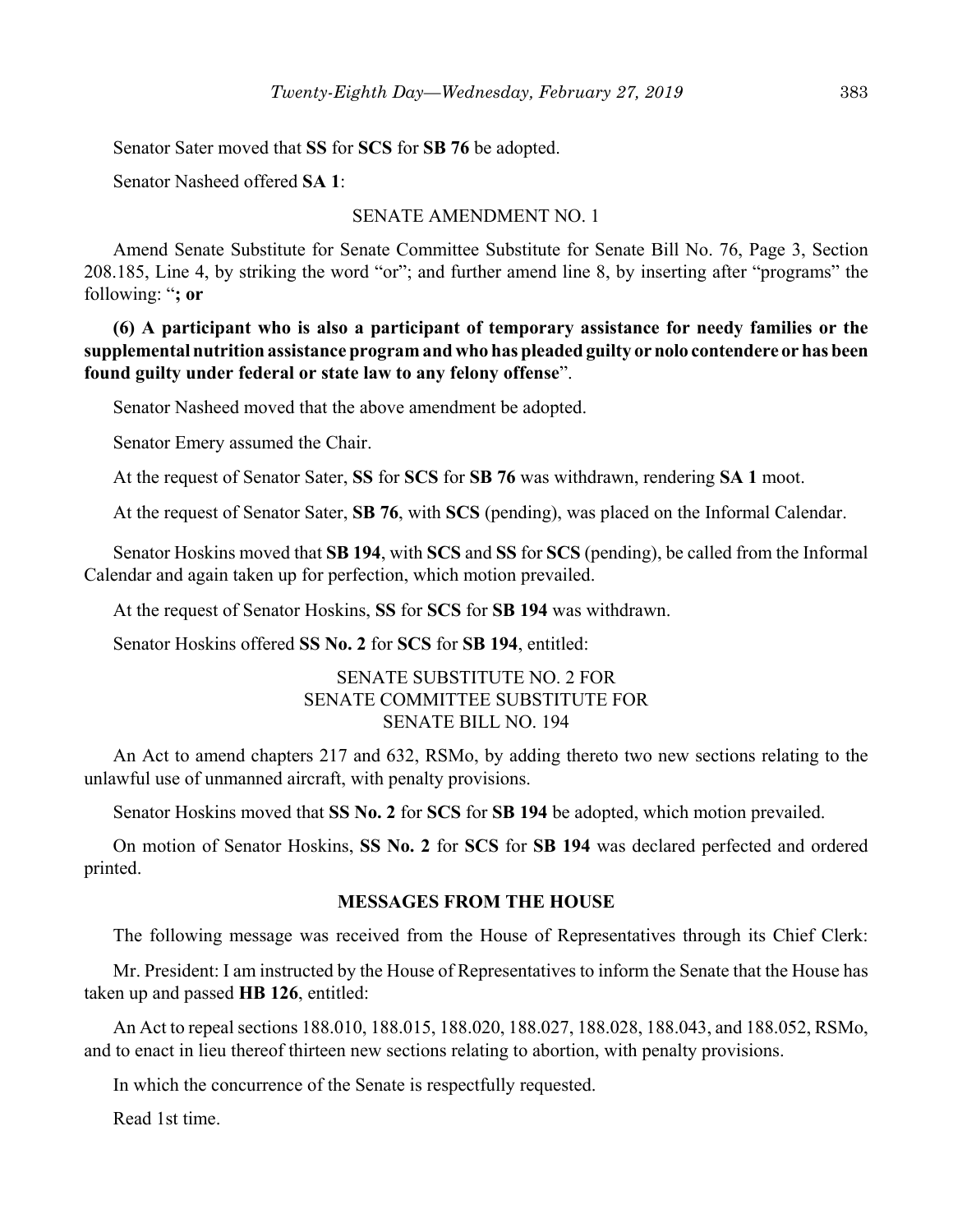Senator Sater moved that **SS** for **SCS** for **SB 76** be adopted.

Senator Nasheed offered **SA 1**:

SENATE AMENDMENT NO. 1

Amend Senate Substitute for Senate Committee Substitute for Senate Bill No. 76, Page 3, Section 208.185, Line 4, by striking the word "or"; and further amend line 8, by inserting after "programs" the following: "**; or**

**(6) A participant who is also a participant of temporary assistance for needy families or the supplemental nutrition assistance program and who has pleaded guilty or nolo contendere or has been found guilty under federal or state law to any felony offense**".

Senator Nasheed moved that the above amendment be adopted.

Senator Emery assumed the Chair.

At the request of Senator Sater, **SS** for **SCS** for **SB 76** was withdrawn, rendering **SA 1** moot.

At the request of Senator Sater, **SB 76**, with **SCS** (pending), was placed on the Informal Calendar.

Senator Hoskins moved that **SB 194**, with **SCS** and **SS** for **SCS** (pending), be called from the Informal Calendar and again taken up for perfection, which motion prevailed.

At the request of Senator Hoskins, **SS** for **SCS** for **SB 194** was withdrawn.

Senator Hoskins offered **SS No. 2** for **SCS** for **SB 194**, entitled:

SENATE SUBSTITUTE NO. 2 FOR
SENATE COMMITTEE SUBSTITUTE FOR
SENATE BILL NO. 194

An Act to amend chapters 217 and 632, RSMo, by adding thereto two new sections relating to the unlawful use of unmanned aircraft, with penalty provisions.

Senator Hoskins moved that **SS No. 2** for **SCS** for **SB 194** be adopted, which motion prevailed.

On motion of Senator Hoskins, **SS No. 2** for **SCS** for **SB 194** was declared perfected and ordered printed.

## MESSAGES FROM THE HOUSE

The following message was received from the House of Representatives through its Chief Clerk:

Mr. President: I am instructed by the House of Representatives to inform the Senate that the House has taken up and passed **HB 126**, entitled:

An Act to repeal sections 188.010, 188.015, 188.020, 188.027, 188.028, 188.043, and 188.052, RSMo, and to enact in lieu thereof thirteen new sections relating to abortion, with penalty provisions.

In which the concurrence of the Senate is respectfully requested.

Read 1st time.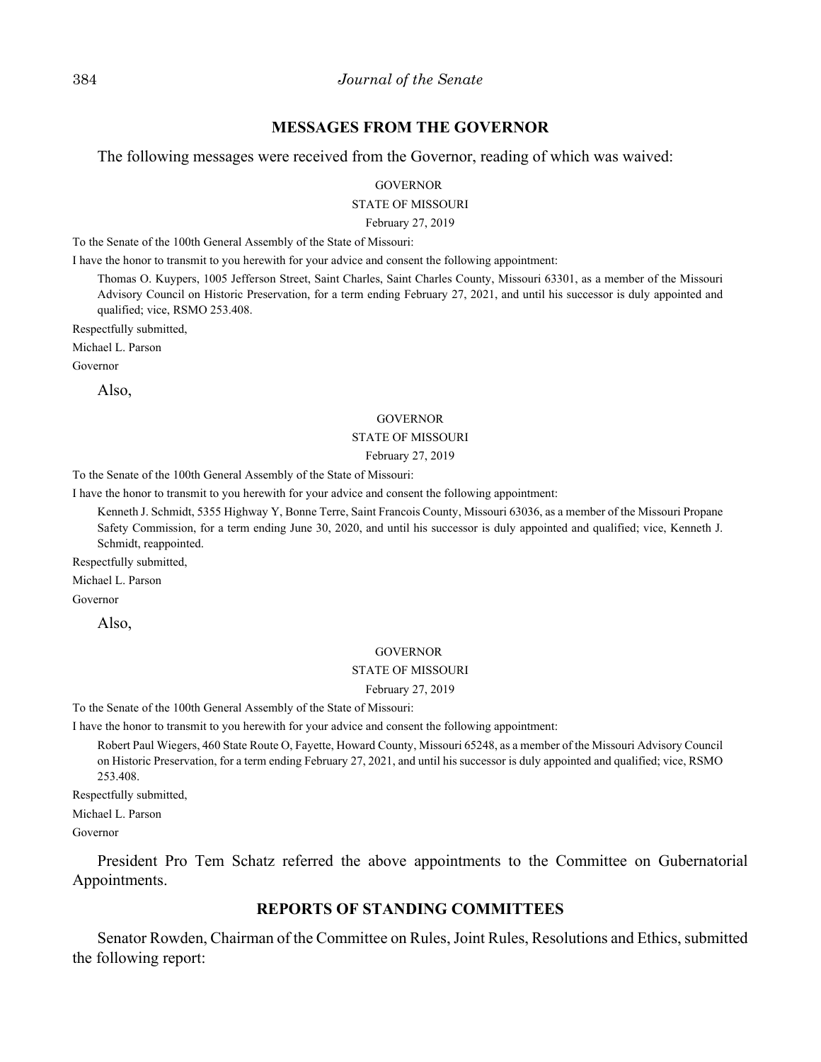## MESSAGES FROM THE GOVERNOR

The following messages were received from the Governor, reading of which was waived:

GOVERNOR

STATE OF MISSOURI

February 27, 2019

To the Senate of the 100th General Assembly of the State of Missouri:

I have the honor to transmit to you herewith for your advice and consent the following appointment:

> Thomas O. Kuypers, 1005 Jefferson Street, Saint Charles, Saint Charles County, Missouri 63301, as a member of the Missouri Advisory Council on Historic Preservation, for a term ending February 27, 2021, and until his successor is duly appointed and qualified; vice, RSMO 253.408.

Respectfully submitted,

Michael L. Parson

Governor

Also,

GOVERNOR

STATE OF MISSOURI

February 27, 2019

To the Senate of the 100th General Assembly of the State of Missouri:

I have the honor to transmit to you herewith for your advice and consent the following appointment:

> Kenneth J. Schmidt, 5355 Highway Y, Bonne Terre, Saint Francois County, Missouri 63036, as a member of the Missouri Propane Safety Commission, for a term ending June 30, 2020, and until his successor is duly appointed and qualified; vice, Kenneth J. Schmidt, reappointed.

Respectfully submitted,

Michael L. Parson

Governor

Also,

GOVERNOR

STATE OF MISSOURI

February 27, 2019

To the Senate of the 100th General Assembly of the State of Missouri:

I have the honor to transmit to you herewith for your advice and consent the following appointment:

> Robert Paul Wiegers, 460 State Route O, Fayette, Howard County, Missouri 65248, as a member of the Missouri Advisory Council on Historic Preservation, for a term ending February 27, 2021, and until his successor is duly appointed and qualified; vice, RSMO 253.408.

Respectfully submitted,

Michael L. Parson

Governor

President Pro Tem Schatz referred the above appointments to the Committee on Gubernatorial Appointments.

## REPORTS OF STANDING COMMITTEES

Senator Rowden, Chairman of the Committee on Rules, Joint Rules, Resolutions and Ethics, submitted the following report: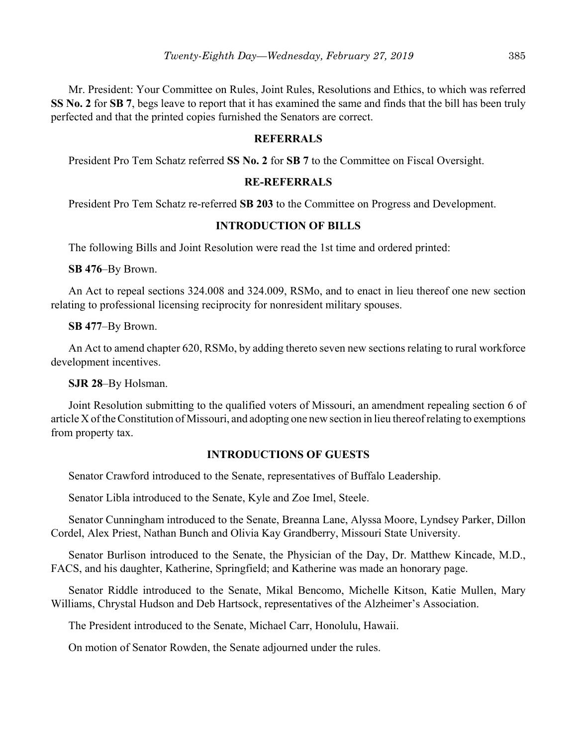Mr. President: Your Committee on Rules, Joint Rules, Resolutions and Ethics, to which was referred **SS No. 2** for **SB 7**, begs leave to report that it has examined the same and finds that the bill has been truly perfected and that the printed copies furnished the Senators are correct.

## REFERRALS

President Pro Tem Schatz referred **SS No. 2** for **SB 7** to the Committee on Fiscal Oversight.

## RE-REFERRALS

President Pro Tem Schatz re-referred **SB 203** to the Committee on Progress and Development.

## INTRODUCTION OF BILLS

The following Bills and Joint Resolution were read the 1st time and ordered printed:

**SB 476**–By Brown.

An Act to repeal sections 324.008 and 324.009, RSMo, and to enact in lieu thereof one new section relating to professional licensing reciprocity for nonresident military spouses.

**SB 477**–By Brown.

An Act to amend chapter 620, RSMo, by adding thereto seven new sections relating to rural workforce development incentives.

**SJR 28**–By Holsman.

Joint Resolution submitting to the qualified voters of Missouri, an amendment repealing section 6 of article X of the Constitution of Missouri, and adopting one new section in lieu thereof relating to exemptions from property tax.

## INTRODUCTIONS OF GUESTS

Senator Crawford introduced to the Senate, representatives of Buffalo Leadership.

Senator Libla introduced to the Senate, Kyle and Zoe Imel, Steele.

Senator Cunningham introduced to the Senate, Breanna Lane, Alyssa Moore, Lyndsey Parker, Dillon Cordel, Alex Priest, Nathan Bunch and Olivia Kay Grandberry, Missouri State University.

Senator Burlison introduced to the Senate, the Physician of the Day, Dr. Matthew Kincade, M.D., FACS, and his daughter, Katherine, Springfield; and Katherine was made an honorary page.

Senator Riddle introduced to the Senate, Mikal Bencomo, Michelle Kitson, Katie Mullen, Mary Williams, Chrystal Hudson and Deb Hartsock, representatives of the Alzheimer's Association.

The President introduced to the Senate, Michael Carr, Honolulu, Hawaii.

On motion of Senator Rowden, the Senate adjourned under the rules.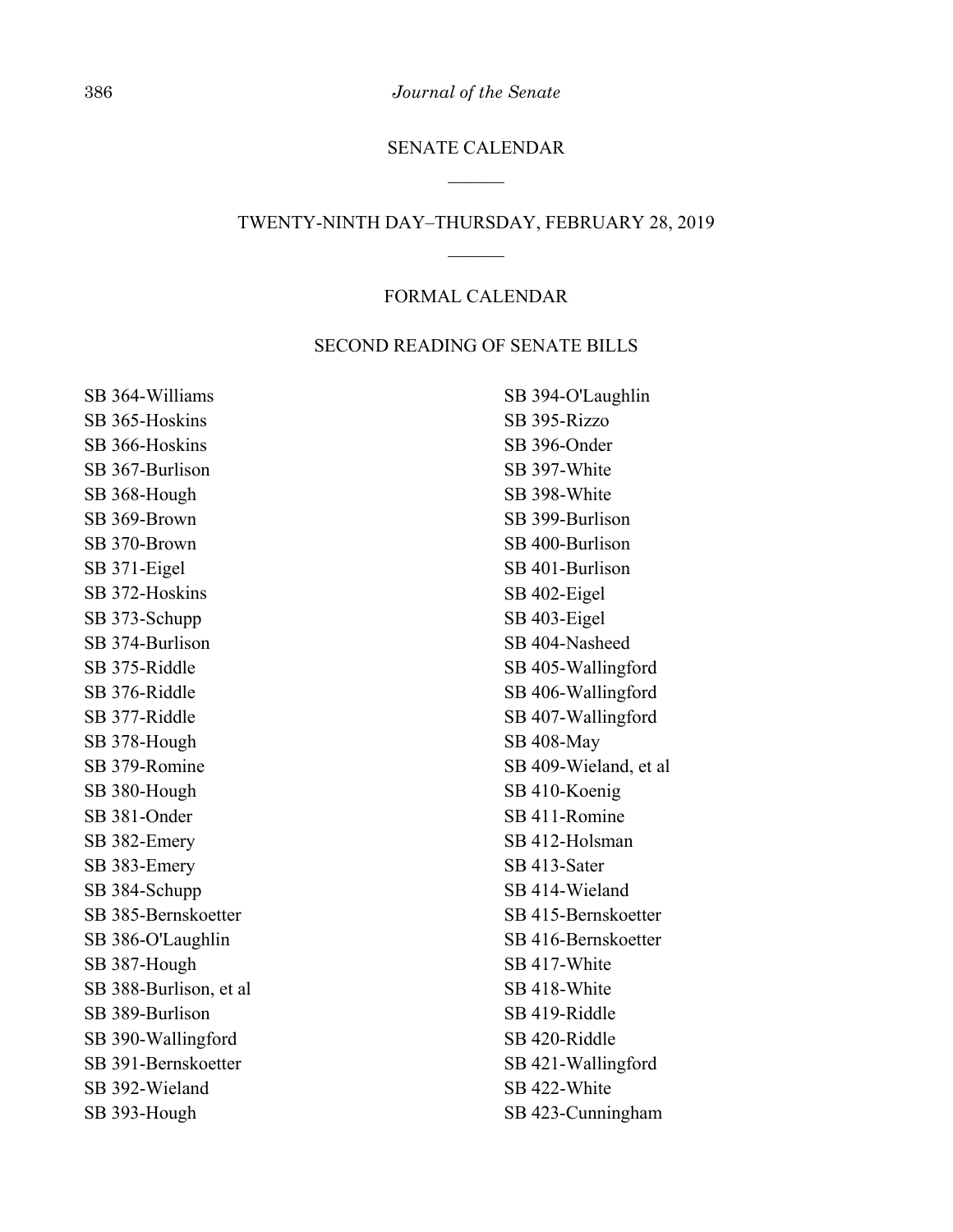## SENATE CALENDAR

---

### TWENTY-NINTH DAY–THURSDAY, FEBRUARY 28, 2019

---

### FORMAL CALENDAR

### SECOND READING OF SENATE BILLS

SB 364-Williams
SB 365-Hoskins
SB 366-Hoskins
SB 367-Burlison
SB 368-Hough
SB 369-Brown
SB 370-Brown
SB 371-Eigel
SB 372-Hoskins
SB 373-Schupp
SB 374-Burlison
SB 375-Riddle
SB 376-Riddle
SB 377-Riddle
SB 378-Hough
SB 379-Romine
SB 380-Hough
SB 381-Onder
SB 382-Emery
SB 383-Emery
SB 384-Schupp
SB 385-Bernskoetter
SB 386-O'Laughlin
SB 387-Hough
SB 388-Burlison, et al
SB 389-Burlison
SB 390-Wallingford
SB 391-Bernskoetter
SB 392-Wieland
SB 393-Hough
SB 394-O'Laughlin
SB 395-Rizzo
SB 396-Onder
SB 397-White
SB 398-White
SB 399-Burlison
SB 400-Burlison
SB 401-Burlison
SB 402-Eigel
SB 403-Eigel
SB 404-Nasheed
SB 405-Wallingford
SB 406-Wallingford
SB 407-Wallingford
SB 408-May
SB 409-Wieland, et al
SB 410-Koenig
SB 411-Romine
SB 412-Holsman
SB 413-Sater
SB 414-Wieland
SB 415-Bernskoetter
SB 416-Bernskoetter
SB 417-White
SB 418-White
SB 419-Riddle
SB 420-Riddle
SB 421-Wallingford
SB 422-White
SB 423-Cunningham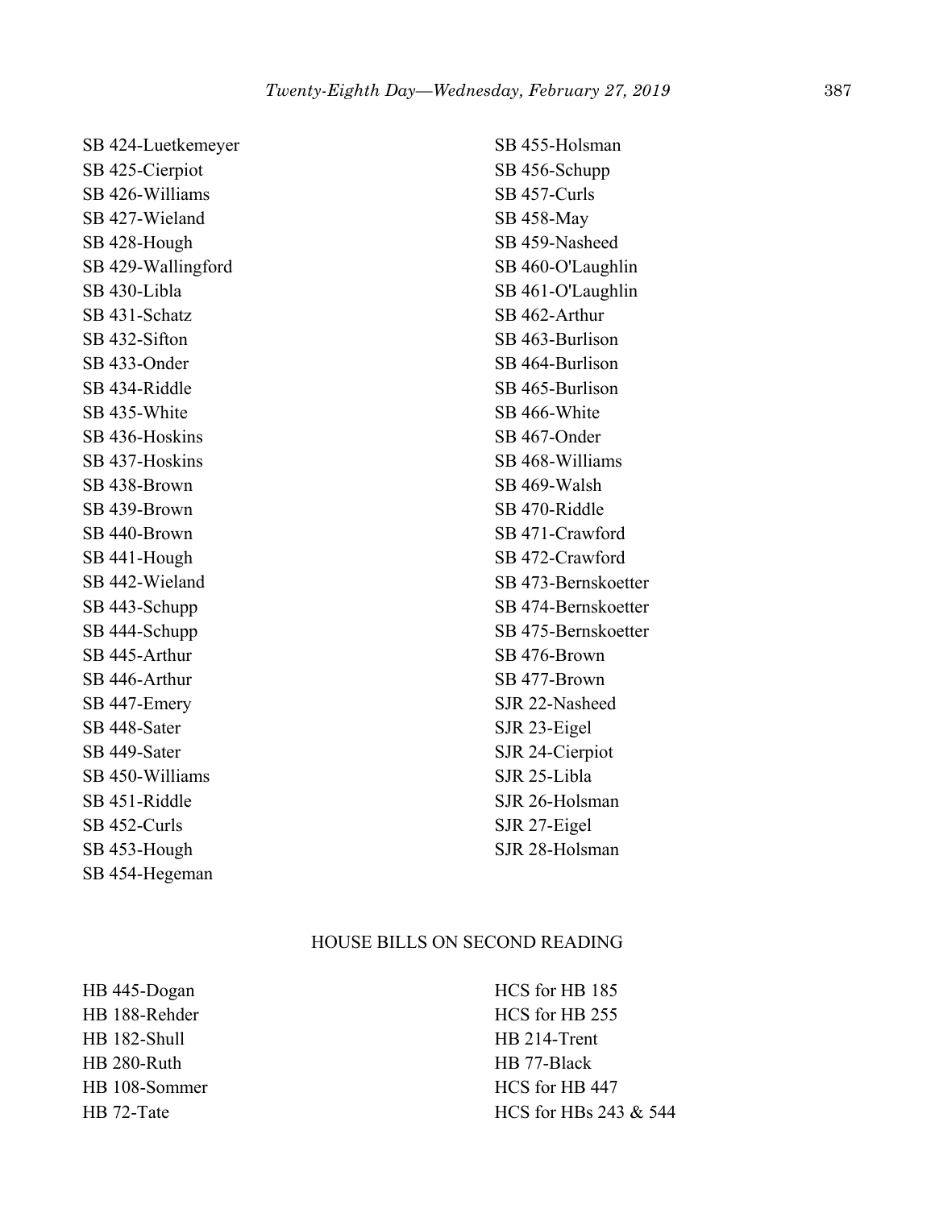SB 424-Luetkemeyer
SB 425-Cierpiot
SB 426-Williams
SB 427-Wieland
SB 428-Hough
SB 429-Wallingford
SB 430-Libla
SB 431-Schatz
SB 432-Sifton
SB 433-Onder
SB 434-Riddle
SB 435-White
SB 436-Hoskins
SB 437-Hoskins
SB 438-Brown
SB 439-Brown
SB 440-Brown
SB 441-Hough
SB 442-Wieland
SB 443-Schupp
SB 444-Schupp
SB 445-Arthur
SB 446-Arthur
SB 447-Emery
SB 448-Sater
SB 449-Sater
SB 450-Williams
SB 451-Riddle
SB 452-Curls
SB 453-Hough
SB 454-Hegeman
SB 455-Holsman
SB 456-Schupp
SB 457-Curls
SB 458-May
SB 459-Nasheed
SB 460-O'Laughlin
SB 461-O'Laughlin
SB 462-Arthur
SB 463-Burlison
SB 464-Burlison
SB 465-Burlison
SB 466-White
SB 467-Onder
SB 468-Williams
SB 469-Walsh
SB 470-Riddle
SB 471-Crawford
SB 472-Crawford
SB 473-Bernskoetter
SB 474-Bernskoetter
SB 475-Bernskoetter
SB 476-Brown
SB 477-Brown
SJR 22-Nasheed
SJR 23-Eigel
SJR 24-Cierpiot
SJR 25-Libla
SJR 26-Holsman
SJR 27-Eigel
SJR 28-Holsman

## HOUSE BILLS ON SECOND READING

HB 445-Dogan
HB 188-Rehder
HB 182-Shull
HB 280-Ruth
HB 108-Sommer
HB 72-Tate
HCS for HB 185
HCS for HB 255
HB 214-Trent
HB 77-Black
HCS for HB 447
HCS for HBs 243 & 544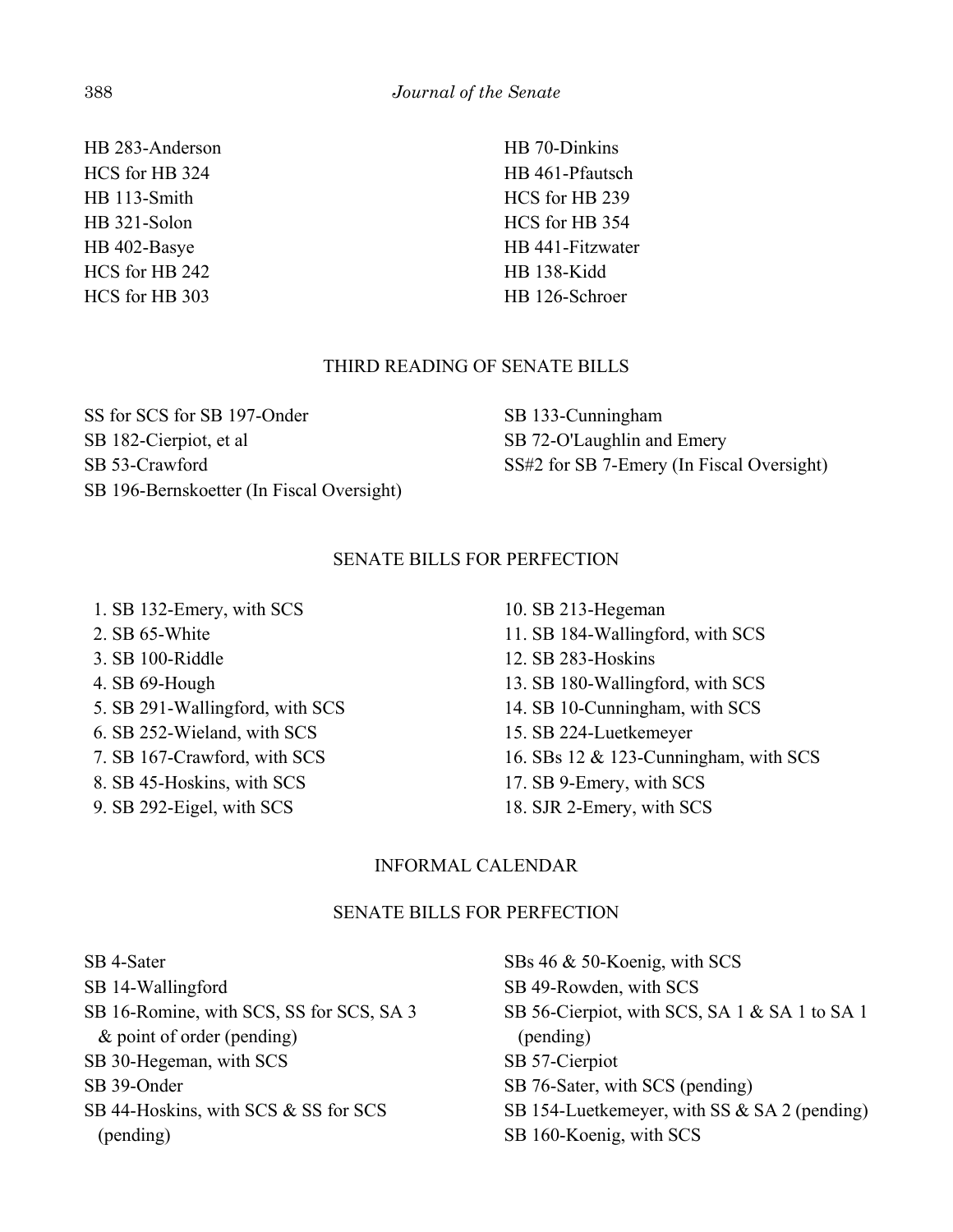HB 283-Anderson
HCS for HB 324
HB 113-Smith
HB 321-Solon
HB 402-Basye
HCS for HB 242
HCS for HB 303
HB 70-Dinkins
HB 461-Pfautsch
HCS for HB 239
HCS for HB 354
HB 441-Fitzwater
HB 138-Kidd
HB 126-Schroer

## THIRD READING OF SENATE BILLS

SS for SCS for SB 197-Onder
SB 182-Cierpiot, et al
SB 53-Crawford
SB 196-Bernskoetter (In Fiscal Oversight)
SB 133-Cunningham
SB 72-O'Laughlin and Emery
SS#2 for SB 7-Emery (In Fiscal Oversight)

## SENATE BILLS FOR PERFECTION

1. SB 132-Emery, with SCS
2. SB 65-White
3. SB 100-Riddle
4. SB 69-Hough
5. SB 291-Wallingford, with SCS
6. SB 252-Wieland, with SCS
7. SB 167-Crawford, with SCS
8. SB 45-Hoskins, with SCS
9. SB 292-Eigel, with SCS
10. SB 213-Hegeman
11. SB 184-Wallingford, with SCS
12. SB 283-Hoskins
13. SB 180-Wallingford, with SCS
14. SB 10-Cunningham, with SCS
15. SB 224-Luetkemeyer
16. SBs 12 & 123-Cunningham, with SCS
17. SB 9-Emery, with SCS
18. SJR 2-Emery, with SCS

## INFORMAL CALENDAR

## SENATE BILLS FOR PERFECTION

SB 4-Sater
SB 14-Wallingford
SB 16-Romine, with SCS, SS for SCS, SA 3 & point of order (pending)
SB 30-Hegeman, with SCS
SB 39-Onder
SB 44-Hoskins, with SCS & SS for SCS (pending)
SBs 46 & 50-Koenig, with SCS
SB 49-Rowden, with SCS
SB 56-Cierpiot, with SCS, SA 1 & SA 1 to SA 1 (pending)
SB 57-Cierpiot
SB 76-Sater, with SCS (pending)
SB 154-Luetkemeyer, with SS & SA 2 (pending)
SB 160-Koenig, with SCS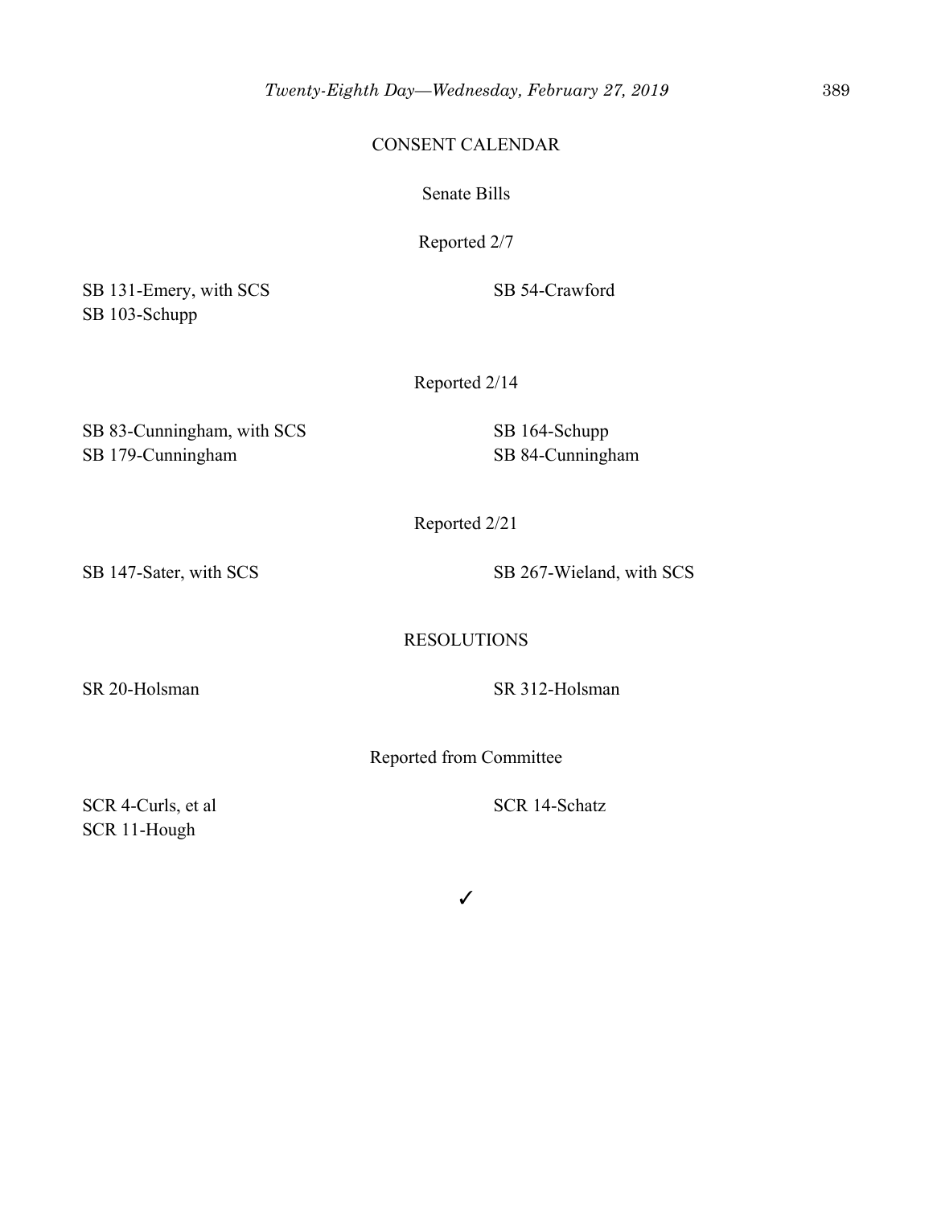## CONSENT CALENDAR

### Senate Bills

Reported 2/7

SB 131-Emery, with SCS
SB 103-Schupp
SB 54-Crawford

Reported 2/14

SB 83-Cunningham, with SCS
SB 179-Cunningham
SB 164-Schupp
SB 84-Cunningham

Reported 2/21

SB 147-Sater, with SCS
SB 267-Wieland, with SCS

## RESOLUTIONS

SR 20-Holsman
SR 312-Holsman

Reported from Committee

SCR 4-Curls, et al
SCR 11-Hough
SCR 14-Schatz

✓